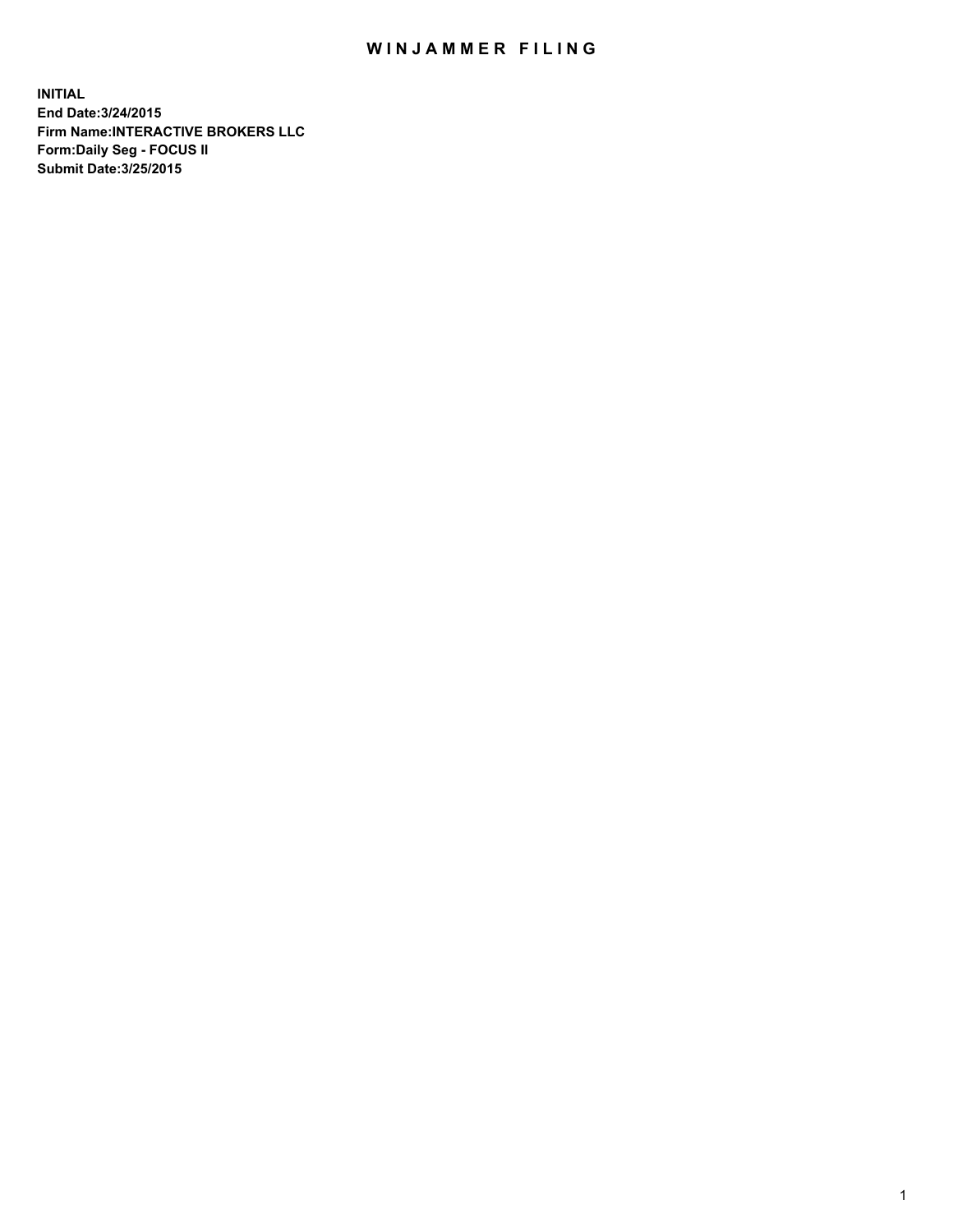# WINJAMMER FILING

**INITIAL**
**End Date:3/24/2015**
**Firm Name:INTERACTIVE BROKERS LLC**
**Form:Daily Seg - FOCUS II**
**Submit Date:3/25/2015**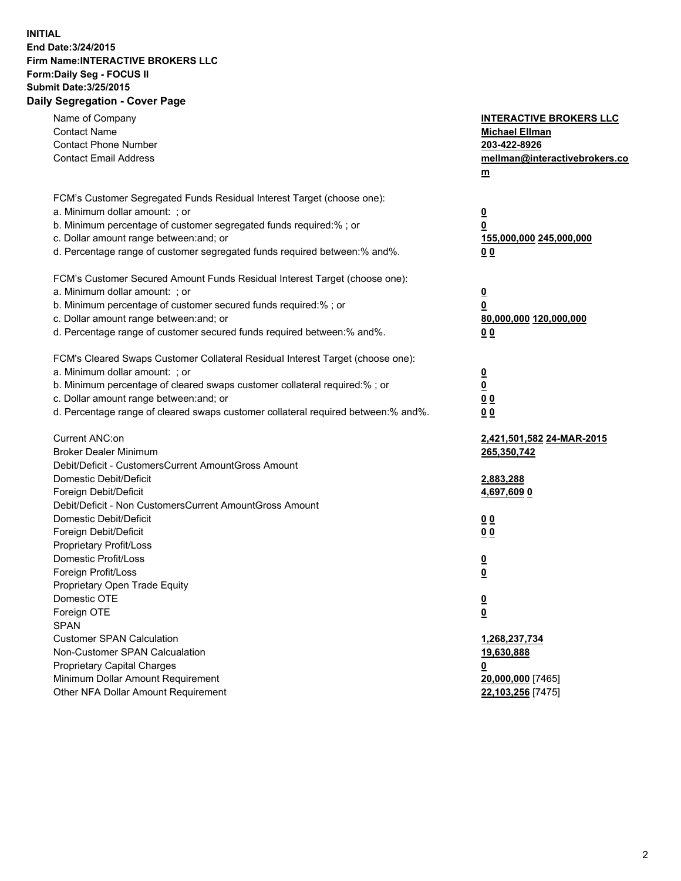**INITIAL**
**End Date:3/24/2015**
**Firm Name:INTERACTIVE BROKERS LLC**
**Form:Daily Seg - FOCUS II**
**Submit Date:3/25/2015**

## Daily Segregation - Cover Page

| | |
|---|---|
| Name of Company | **INTERACTIVE BROKERS LLC** |
| Contact Name | **Michael Ellman** |
| Contact Phone Number | **203-422-8926** |
| Contact Email Address | **mellman@interactivebrokers.com** |
| FCM's Customer Segregated Funds Residual Interest Target (choose one): | |
| a. Minimum dollar amount: ; or | **0** |
| b. Minimum percentage of customer segregated funds required:% ; or | **0** |
| c. Dollar amount range between:and; or | **155,000,000 245,000,000** |
| d. Percentage range of customer segregated funds required between:% and%. | **0 0** |
| FCM's Customer Secured Amount Funds Residual Interest Target (choose one): | |
| a. Minimum dollar amount: ; or | **0** |
| b. Minimum percentage of customer secured funds required:% ; or | **0** |
| c. Dollar amount range between:and; or | **80,000,000 120,000,000** |
| d. Percentage range of customer secured funds required between:% and%. | **0 0** |
| FCM's Cleared Swaps Customer Collateral Residual Interest Target (choose one): | |
| a. Minimum dollar amount: ; or | **0** |
| b. Minimum percentage of cleared swaps customer collateral required:% ; or | **0** |
| c. Dollar amount range between:and; or | **0 0** |
| d. Percentage range of cleared swaps customer collateral required between:% and%. | **0 0** |
| Current ANC:on | **2,421,501,582 24-MAR-2015** |
| Broker Dealer Minimum | **265,350,742** |
| Debit/Deficit - CustomersCurrent AmountGross Amount | |
| Domestic Debit/Deficit | **2,883,288** |
| Foreign Debit/Deficit | **4,697,609 0** |
| Debit/Deficit - Non CustomersCurrent AmountGross Amount | |
| Domestic Debit/Deficit | **0 0** |
| Foreign Debit/Deficit | **0 0** |
| Proprietary Profit/Loss | |
| Domestic Profit/Loss | **0** |
| Foreign Profit/Loss | **0** |
| Proprietary Open Trade Equity | |
| Domestic OTE | **0** |
| Foreign OTE | **0** |
| SPAN | |
| Customer SPAN Calculation | **1,268,237,734** |
| Non-Customer SPAN Calcualation | **19,630,888** |
| Proprietary Capital Charges | **0** |
| Minimum Dollar Amount Requirement | **20,000,000** [7465] |
| Other NFA Dollar Amount Requirement | **22,103,256** [7475] |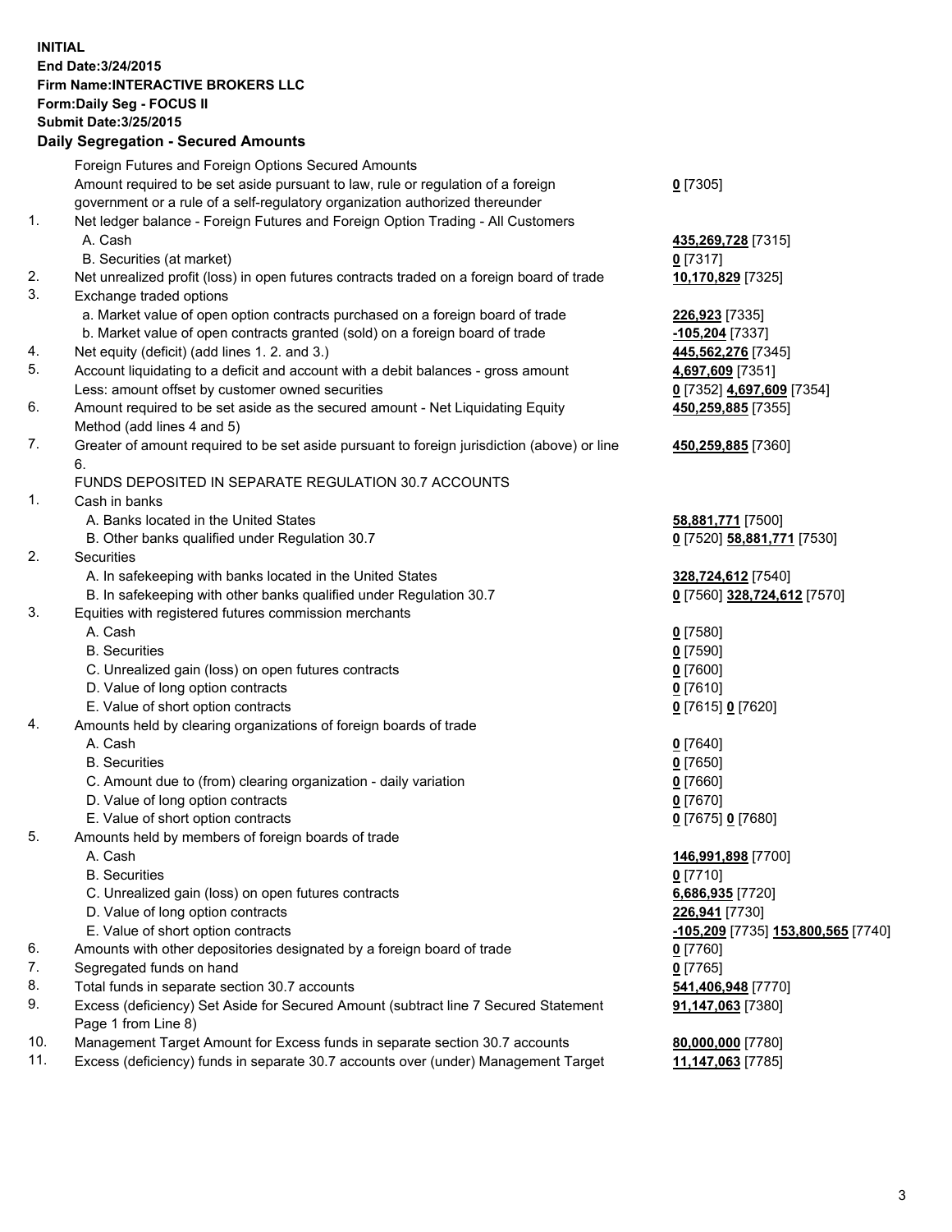**INITIAL**
**End Date:3/24/2015**
**Firm Name:INTERACTIVE BROKERS LLC**
**Form:Daily Seg - FOCUS II**
**Submit Date:3/25/2015**
**Daily Segregation - Secured Amounts**

| | | |
|---|---|---|
| | Foreign Futures and Foreign Options Secured Amounts | |
| | Amount required to be set aside pursuant to law, rule or regulation of a foreign government or a rule of a self-regulatory organization authorized thereunder | **0** [7305] |
| 1. | Net ledger balance - Foreign Futures and Foreign Option Trading - All Customers | |
| | A. Cash | **435,269,728** [7315] |
| | B. Securities (at market) | **0** [7317] |
| 2. | Net unrealized profit (loss) in open futures contracts traded on a foreign board of trade | **10,170,829** [7325] |
| 3. | Exchange traded options | |
| | a. Market value of open option contracts purchased on a foreign board of trade | **226,923** [7335] |
| | b. Market value of open contracts granted (sold) on a foreign board of trade | **-105,204** [7337] |
| 4. | Net equity (deficit) (add lines 1. 2. and 3.) | **445,562,276** [7345] |
| 5. | Account liquidating to a deficit and account with a debit balances - gross amount | **4,697,609** [7351] |
| | Less: amount offset by customer owned securities | **0** [7352] **4,697,609** [7354] |
| 6. | Amount required to be set aside as the secured amount - Net Liquidating Equity Method (add lines 4 and 5) | **450,259,885** [7355] |
| 7. | Greater of amount required to be set aside pursuant to foreign jurisdiction (above) or line 6. | **450,259,885** [7360] |
| | FUNDS DEPOSITED IN SEPARATE REGULATION 30.7 ACCOUNTS | |
| 1. | Cash in banks | |
| | A. Banks located in the United States | **58,881,771** [7500] |
| | B. Other banks qualified under Regulation 30.7 | **0** [7520] **58,881,771** [7530] |
| 2. | Securities | |
| | A. In safekeeping with banks located in the United States | **328,724,612** [7540] |
| | B. In safekeeping with other banks qualified under Regulation 30.7 | **0** [7560] **328,724,612** [7570] |
| 3. | Equities with registered futures commission merchants | |
| | A. Cash | **0** [7580] |
| | B. Securities | **0** [7590] |
| | C. Unrealized gain (loss) on open futures contracts | **0** [7600] |
| | D. Value of long option contracts | **0** [7610] |
| | E. Value of short option contracts | **0** [7615] **0** [7620] |
| 4. | Amounts held by clearing organizations of foreign boards of trade | |
| | A. Cash | **0** [7640] |
| | B. Securities | **0** [7650] |
| | C. Amount due to (from) clearing organization - daily variation | **0** [7660] |
| | D. Value of long option contracts | **0** [7670] |
| | E. Value of short option contracts | **0** [7675] **0** [7680] |
| 5. | Amounts held by members of foreign boards of trade | |
| | A. Cash | **146,991,898** [7700] |
| | B. Securities | **0** [7710] |
| | C. Unrealized gain (loss) on open futures contracts | **6,686,935** [7720] |
| | D. Value of long option contracts | **226,941** [7730] |
| | E. Value of short option contracts | **-105,209** [7735] **153,800,565** [7740] |
| 6. | Amounts with other depositories designated by a foreign board of trade | **0** [7760] |
| 7. | Segregated funds on hand | **0** [7765] |
| 8. | Total funds in separate section 30.7 accounts | **541,406,948** [7770] |
| 9. | Excess (deficiency) Set Aside for Secured Amount (subtract line 7 Secured Statement Page 1 from Line 8) | **91,147,063** [7380] |
| 10. | Management Target Amount for Excess funds in separate section 30.7 accounts | **80,000,000** [7780] |
| 11. | Excess (deficiency) funds in separate 30.7 accounts over (under) Management Target | **11,147,063** [7785] |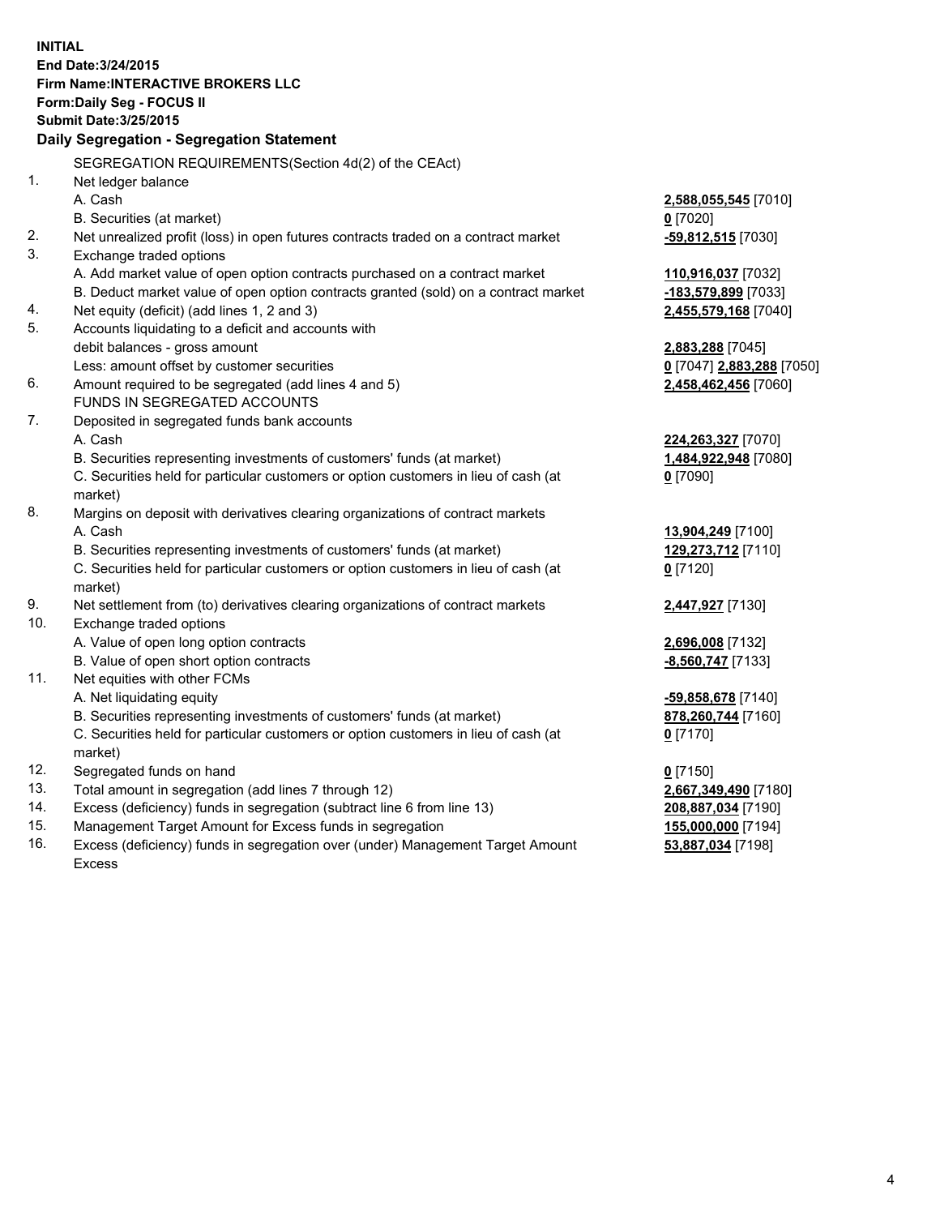**INITIAL**
**End Date:3/24/2015**
**Firm Name:INTERACTIVE BROKERS LLC**
**Form:Daily Seg - FOCUS II**
**Submit Date:3/25/2015**

**Daily Segregation - Segregation Statement**

SEGREGATION REQUIREMENTS(Section 4d(2) of the CEAct)

| | | |
|---|---|---|
| 1. | Net ledger balance | |
| | A. Cash | **2,588,055,545** [7010] |
| | B. Securities (at market) | **0** [7020] |
| 2. | Net unrealized profit (loss) in open futures contracts traded on a contract market | **-59,812,515** [7030] |
| 3. | Exchange traded options | |
| | A. Add market value of open option contracts purchased on a contract market | **110,916,037** [7032] |
| | B. Deduct market value of open option contracts granted (sold) on a contract market | **-183,579,899** [7033] |
| 4. | Net equity (deficit) (add lines 1, 2 and 3) | **2,455,579,168** [7040] |
| 5. | Accounts liquidating to a deficit and accounts with debit balances - gross amount | **2,883,288** [7045] |
| | Less: amount offset by customer securities | **0** [7047] **2,883,288** [7050] |
| 6. | Amount required to be segregated (add lines 4 and 5) | **2,458,462,456** [7060] |
| | FUNDS IN SEGREGATED ACCOUNTS | |
| 7. | Deposited in segregated funds bank accounts | |
| | A. Cash | **224,263,327** [7070] |
| | B. Securities representing investments of customers' funds (at market) | **1,484,922,948** [7080] |
| | C. Securities held for particular customers or option customers in lieu of cash (at market) | **0** [7090] |
| 8. | Margins on deposit with derivatives clearing organizations of contract markets | |
| | A. Cash | **13,904,249** [7100] |
| | B. Securities representing investments of customers' funds (at market) | **129,273,712** [7110] |
| | C. Securities held for particular customers or option customers in lieu of cash (at market) | **0** [7120] |
| 9. | Net settlement from (to) derivatives clearing organizations of contract markets | **2,447,927** [7130] |
| 10. | Exchange traded options | |
| | A. Value of open long option contracts | **2,696,008** [7132] |
| | B. Value of open short option contracts | **-8,560,747** [7133] |
| 11. | Net equities with other FCMs | |
| | A. Net liquidating equity | **-59,858,678** [7140] |
| | B. Securities representing investments of customers' funds (at market) | **878,260,744** [7160] |
| | C. Securities held for particular customers or option customers in lieu of cash (at market) | **0** [7170] |
| 12. | Segregated funds on hand | **0** [7150] |
| 13. | Total amount in segregation (add lines 7 through 12) | **2,667,349,490** [7180] |
| 14. | Excess (deficiency) funds in segregation (subtract line 6 from line 13) | **208,887,034** [7190] |
| 15. | Management Target Amount for Excess funds in segregation | **155,000,000** [7194] |
| 16. | Excess (deficiency) funds in segregation over (under) Management Target Amount Excess | **53,887,034** [7198] |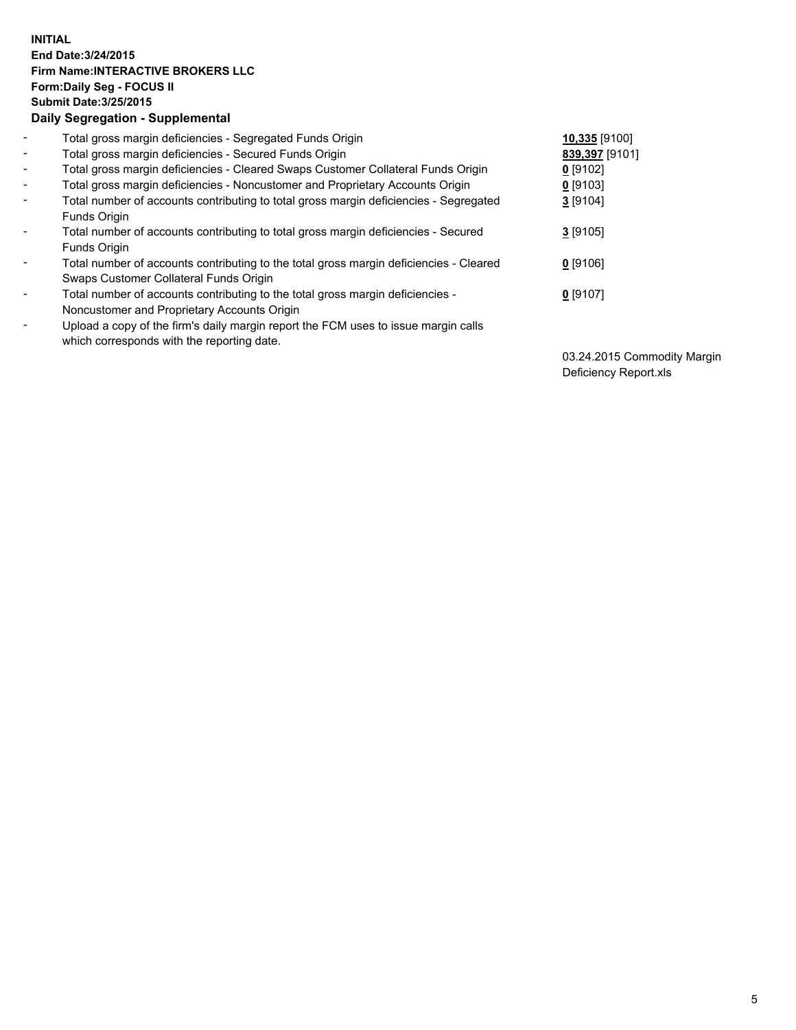**INITIAL**
**End Date:3/24/2015**
**Firm Name:INTERACTIVE BROKERS LLC**
**Form:Daily Seg - FOCUS II**
**Submit Date:3/25/2015**
**Daily Segregation - Supplemental**

| | | |
|---|---|---|
| - | Total gross margin deficiencies - Segregated Funds Origin | **10,335** [9100] |
| - | Total gross margin deficiencies - Secured Funds Origin | **839,397** [9101] |
| - | Total gross margin deficiencies - Cleared Swaps Customer Collateral Funds Origin | **0** [9102] |
| - | Total gross margin deficiencies - Noncustomer and Proprietary Accounts Origin | **0** [9103] |
| - | Total number of accounts contributing to total gross margin deficiencies - Segregated Funds Origin | **3** [9104] |
| - | Total number of accounts contributing to total gross margin deficiencies - Secured Funds Origin | **3** [9105] |
| - | Total number of accounts contributing to the total gross margin deficiencies - Cleared Swaps Customer Collateral Funds Origin | **0** [9106] |
| - | Total number of accounts contributing to the total gross margin deficiencies - Noncustomer and Proprietary Accounts Origin | **0** [9107] |
| - | Upload a copy of the firm's daily margin report the FCM uses to issue margin calls which corresponds with the reporting date. | 03.24.2015 Commodity Margin Deficiency Report.xls |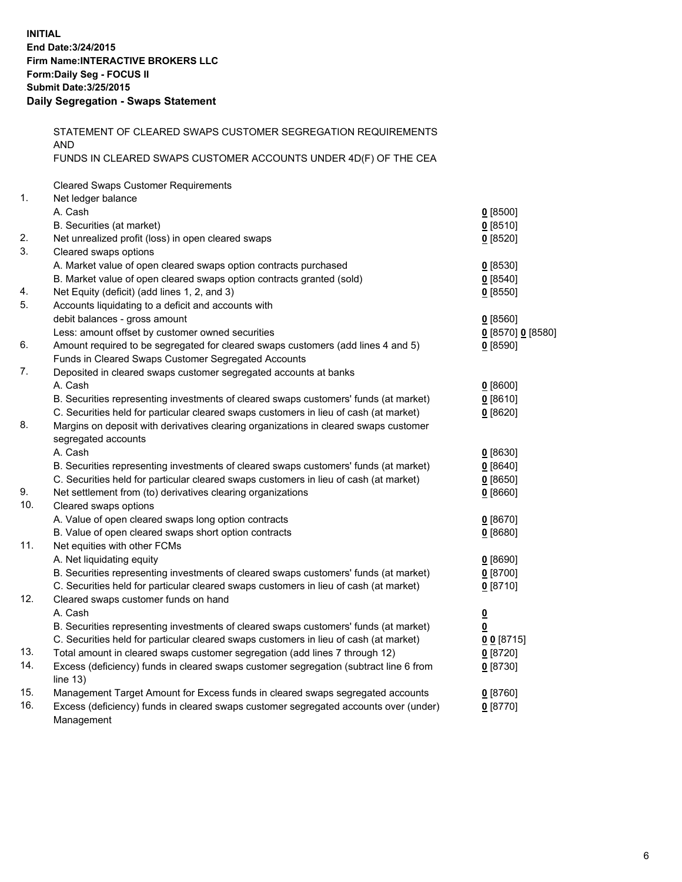**INITIAL**
**End Date:3/24/2015**
**Firm Name:INTERACTIVE BROKERS LLC**
**Form:Daily Seg - FOCUS II**
**Submit Date:3/25/2015**
**Daily Segregation - Swaps Statement**

STATEMENT OF CLEARED SWAPS CUSTOMER SEGREGATION REQUIREMENTS AND FUNDS IN CLEARED SWAPS CUSTOMER ACCOUNTS UNDER 4D(F) OF THE CEA

| | | |
|---|---|---|
| | Cleared Swaps Customer Requirements | |
| 1. | Net ledger balance | |
| | A. Cash | 0 [8500] |
| | B. Securities (at market) | 0 [8510] |
| 2. | Net unrealized profit (loss) in open cleared swaps | 0 [8520] |
| 3. | Cleared swaps options | |
| | A. Market value of open cleared swaps option contracts purchased | 0 [8530] |
| | B. Market value of open cleared swaps option contracts granted (sold) | 0 [8540] |
| 4. | Net Equity (deficit) (add lines 1, 2, and 3) | 0 [8550] |
| 5. | Accounts liquidating to a deficit and accounts with debit balances - gross amount | 0 [8560] |
| | Less: amount offset by customer owned securities | 0 [8570] 0 [8580] |
| 6. | Amount required to be segregated for cleared swaps customers (add lines 4 and 5) | 0 [8590] |
| | Funds in Cleared Swaps Customer Segregated Accounts | |
| 7. | Deposited in cleared swaps customer segregated accounts at banks | |
| | A. Cash | 0 [8600] |
| | B. Securities representing investments of cleared swaps customers' funds (at market) | 0 [8610] |
| | C. Securities held for particular cleared swaps customers in lieu of cash (at market) | 0 [8620] |
| 8. | Margins on deposit with derivatives clearing organizations in cleared swaps customer segregated accounts | |
| | A. Cash | 0 [8630] |
| | B. Securities representing investments of cleared swaps customers' funds (at market) | 0 [8640] |
| | C. Securities held for particular cleared swaps customers in lieu of cash (at market) | 0 [8650] |
| 9. | Net settlement from (to) derivatives clearing organizations | 0 [8660] |
| 10. | Cleared swaps options | |
| | A. Value of open cleared swaps long option contracts | 0 [8670] |
| | B. Value of open cleared swaps short option contracts | 0 [8680] |
| 11. | Net equities with other FCMs | |
| | A. Net liquidating equity | 0 [8690] |
| | B. Securities representing investments of cleared swaps customers' funds (at market) | 0 [8700] |
| | C. Securities held for particular cleared swaps customers in lieu of cash (at market) | 0 [8710] |
| 12. | Cleared swaps customer funds on hand | |
| | A. Cash | 0 |
| | B. Securities representing investments of cleared swaps customers' funds (at market) | 0 |
| | C. Securities held for particular cleared swaps customers in lieu of cash (at market) | 0 0 [8715] |
| 13. | Total amount in cleared swaps customer segregation (add lines 7 through 12) | 0 [8720] |
| 14. | Excess (deficiency) funds in cleared swaps customer segregation (subtract line 6 from line 13) | 0 [8730] |
| 15. | Management Target Amount for Excess funds in cleared swaps segregated accounts | 0 [8760] |
| 16. | Excess (deficiency) funds in cleared swaps customer segregated accounts over (under) Management | 0 [8770] |